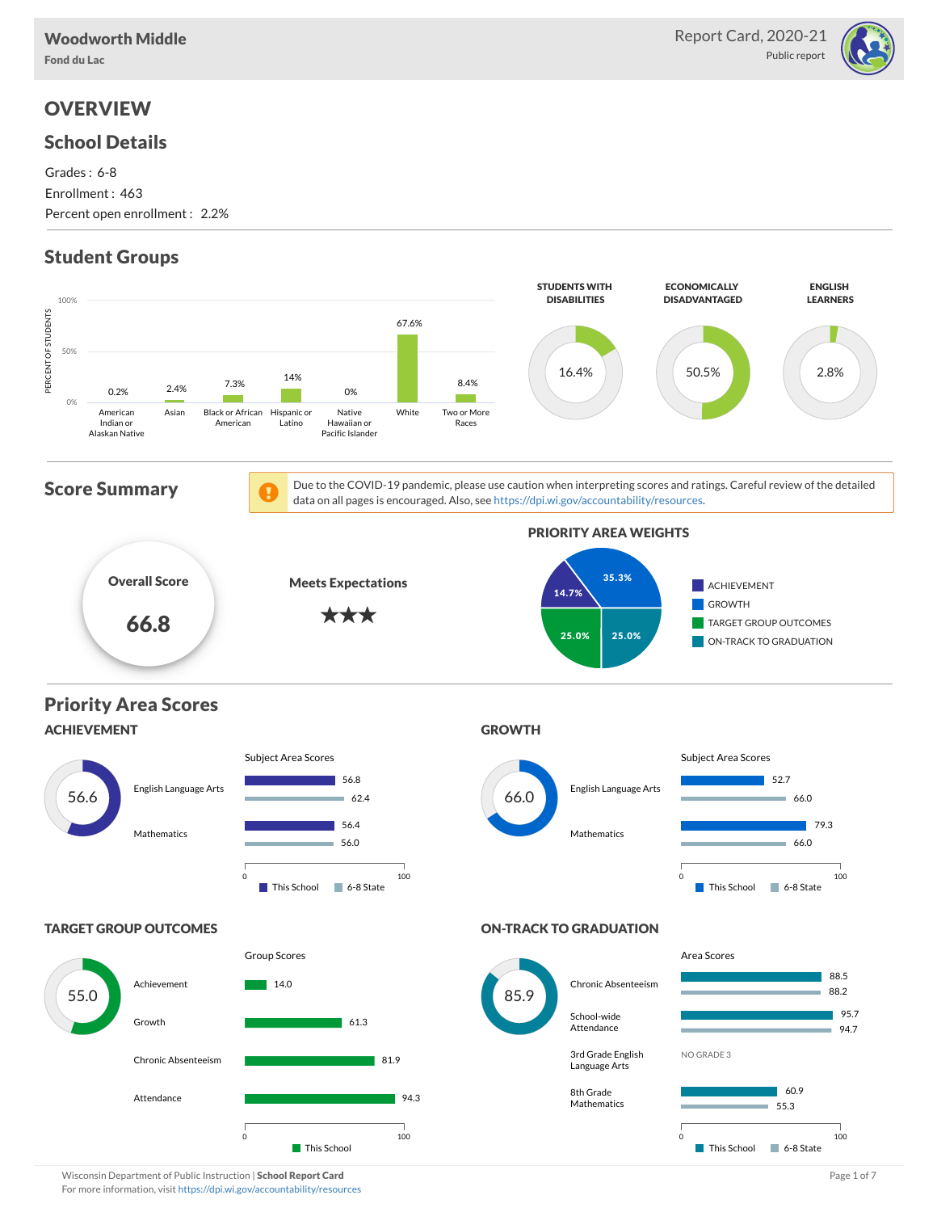# Woodworth Middle

Fond du Lac

Report Card, 2020-21

Public report

## OVERVIEW

### School Details

Grades : 6-8

Enrollment : 463

Percent open enrollment : 2.2%

### Student Groups

| Group | Percent of Students |
|---|---|
| American Indian or Alaskan Native | 0.2% |
| Asian | 2.4% |
| Black or African American | 7.3% |
| Hispanic or Latino | 14% |
| Native Hawaiian or Pacific Islander | 0% |
| White | 67.6% |
| Two or More Races | 8.4% |

| STUDENTS WITH DISABILITIES | ECONOMICALLY DISADVANTAGED | ENGLISH LEARNERS |
|---|---|---|
| 16.4% | 50.5% | 2.8% |

### Score Summary

Due to the COVID-19 pandemic, please use caution when interpreting scores and ratings. Careful review of the detailed data on all pages is encouraged. Also, see https://dpi.wi.gov/accountability/resources.

**Overall Score**

**66.8**

**Meets Expectations**

★★★

**PRIORITY AREA WEIGHTS**

| Priority Area | Weight |
|---|---|
| ACHIEVEMENT | 14.7% |
| GROWTH | 35.3% |
| TARGET GROUP OUTCOMES | 25.0% |
| ON-TRACK TO GRADUATION | 25.0% |

### Priority Area Scores

#### ACHIEVEMENT

56.6

Subject Area Scores

| Subject | This School | 6-8 State |
|---|---|---|
| English Language Arts | 56.8 | 62.4 |
| Mathematics | 56.4 | 56.0 |

#### GROWTH

66.0

Subject Area Scores

| Subject | This School | 6-8 State |
|---|---|---|
| English Language Arts | 52.7 | 66.0 |
| Mathematics | 79.3 | 66.0 |

#### TARGET GROUP OUTCOMES

55.0

Group Scores

| Group | This School |
|---|---|
| Achievement | 14.0 |
| Growth | 61.3 |
| Chronic Absenteeism | 81.9 |
| Attendance | 94.3 |

#### ON-TRACK TO GRADUATION

85.9

Area Scores

| Area | This School | 6-8 State |
|---|---|---|
| Chronic Absenteeism | 88.5 | 88.2 |
| School-wide Attendance | 95.7 | 94.7 |
| 3rd Grade English Language Arts | NO GRADE 3 | |
| 8th Grade Mathematics | 60.9 | 55.3 |

Wisconsin Department of Public Instruction | **School Report Card**

For more information, visit https://dpi.wi.gov/accountability/resources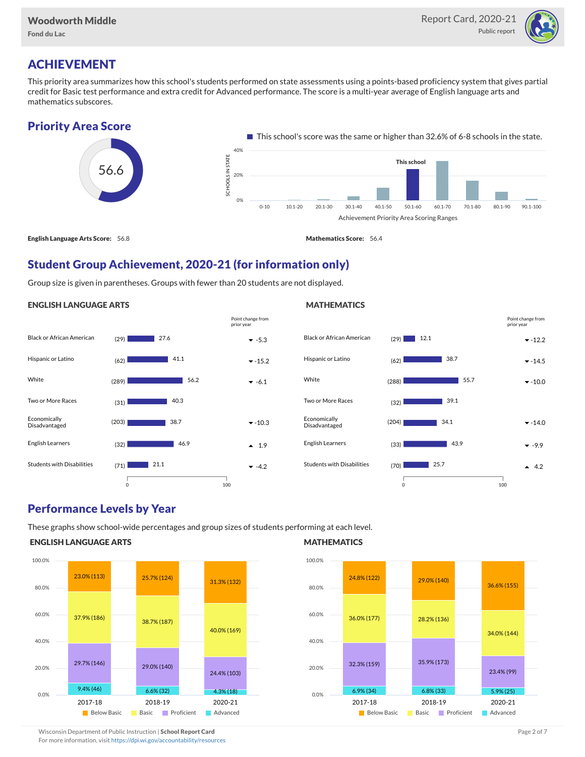## ACHIEVEMENT

This priority area summarizes how this school's students performed on state assessments using a points-based proficiency system that gives partial credit for Basic test performance and extra credit for Advanced performance. The score is a multi-year average of English language arts and mathematics subscores.

### Priority Area Score

**56.6**

This school's score was the same or higher than 32.6% of 6-8 schools in the state.

| Achievement Priority Area Scoring Ranges | 0-10 | 10.1-20 | 20.1-30 | 30.1-40 | 40.1-50 | 50.1-60 (This school) | 60.1-70 | 70.1-80 | 80.1-90 | 90.1-100 |
|---|---|---|---|---|---|---|---|---|---|---|

**English Language Arts Score:** 56.8

**Mathematics Score:** 56.4

### Student Group Achievement, 2020-21 (for information only)

Group size is given in parentheses. Groups with fewer than 20 students are not displayed.

#### ENGLISH LANGUAGE ARTS

| Group | Size | Score | Point change from prior year |
|---|---|---|---|
| Black or African American | (29) | 27.6 | ▼ -5.3 |
| Hispanic or Latino | (62) | 41.1 | ▼ -15.2 |
| White | (289) | 56.2 | ▼ -6.1 |
| Two or More Races | (31) | 40.3 | |
| Economically Disadvantaged | (203) | 38.7 | ▼ -10.3 |
| English Learners | (32) | 46.9 | ▲ 1.9 |
| Students with Disabilities | (71) | 21.1 | ▼ -4.2 |

#### MATHEMATICS

| Group | Size | Score | Point change from prior year |
|---|---|---|---|
| Black or African American | (29) | 12.1 | ▼ -12.2 |
| Hispanic or Latino | (62) | 38.7 | ▼ -14.5 |
| White | (288) | 55.7 | ▼ -10.0 |
| Two or More Races | (32) | 39.1 | |
| Economically Disadvantaged | (204) | 34.1 | ▼ -14.0 |
| English Learners | (33) | 43.9 | ▼ -9.9 |
| Students with Disabilities | (70) | 25.7 | ▲ 4.2 |

### Performance Levels by Year

These graphs show school-wide percentages and group sizes of students performing at each level.

#### ENGLISH LANGUAGE ARTS

| Level | 2017-18 | 2018-19 | 2020-21 |
|---|---|---|---|
| Below Basic | 23.0% (113) | 25.7% (124) | 31.3% (132) |
| Basic | 37.9% (186) | 38.7% (187) | 40.0% (169) |
| Proficient | 29.7% (146) | 29.0% (140) | 24.4% (103) |
| Advanced | 9.4% (46) | 6.6% (32) | 4.3% (18) |

#### MATHEMATICS

| Level | 2017-18 | 2018-19 | 2020-21 |
|---|---|---|---|
| Below Basic | 24.8% (122) | 29.0% (140) | 36.6% (155) |
| Basic | 36.0% (177) | 28.2% (136) | 34.0% (144) |
| Proficient | 32.3% (159) | 35.9% (173) | 23.4% (99) |
| Advanced | 6.9% (34) | 6.8% (33) | 5.9% (25) |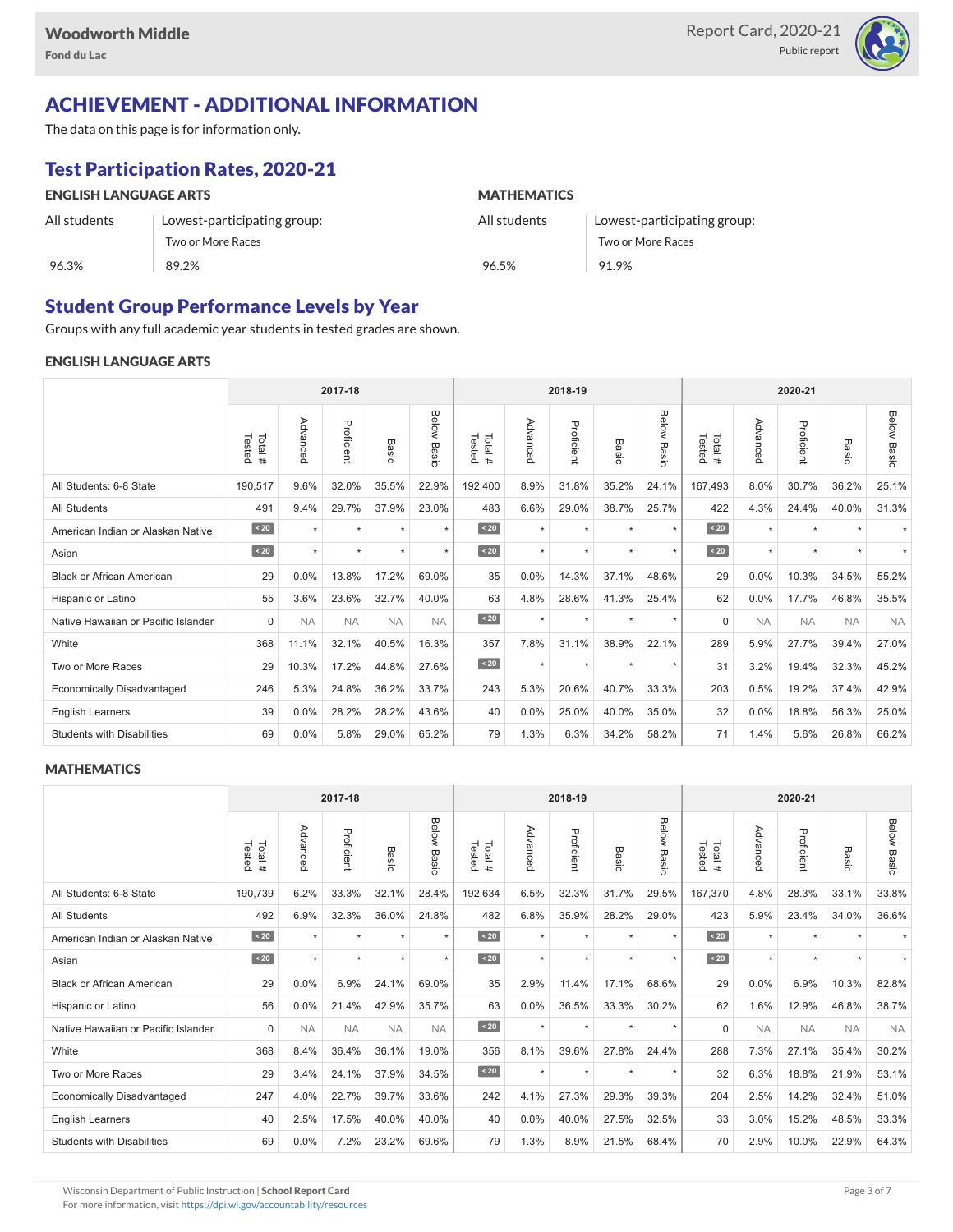# ACHIEVEMENT - ADDITIONAL INFORMATION

The data on this page is for information only.

## Test Participation Rates, 2020-21

### ENGLISH LANGUAGE ARTS

| All students | Lowest-participating group: Two or More Races |
|---|---|
| 96.3% | 89.2% |

### MATHEMATICS

| All students | Lowest-participating group: Two or More Races |
|---|---|
| 96.5% | 91.9% |

## Student Group Performance Levels by Year

Groups with any full academic year students in tested grades are shown.

### ENGLISH LANGUAGE ARTS

| | 2017-18 | | | | | 2018-19 | | | | | 2020-21 | | | | |
|---|---|---|---|---|---|---|---|---|---|---|---|---|---|---|---|
| | Total # Tested | Advanced | Proficient | Basic | Below Basic | Total # Tested | Advanced | Proficient | Basic | Below Basic | Total # Tested | Advanced | Proficient | Basic | Below Basic |
| All Students: 6-8 State | 190,517 | 9.6% | 32.0% | 35.5% | 22.9% | 192,400 | 8.9% | 31.8% | 35.2% | 24.1% | 167,493 | 8.0% | 30.7% | 36.2% | 25.1% |
| All Students | 491 | 9.4% | 29.7% | 37.9% | 23.0% | 483 | 6.6% | 29.0% | 38.7% | 25.7% | 422 | 4.3% | 24.4% | 40.0% | 31.3% |
| American Indian or Alaskan Native | < 20 | * | * | * | * | < 20 | * | * | * | * | < 20 | * | * | * | * |
| Asian | < 20 | * | * | * | * | < 20 | * | * | * | * | < 20 | * | * | * | * |
| Black or African American | 29 | 0.0% | 13.8% | 17.2% | 69.0% | 35 | 0.0% | 14.3% | 37.1% | 48.6% | 29 | 0.0% | 10.3% | 34.5% | 55.2% |
| Hispanic or Latino | 55 | 3.6% | 23.6% | 32.7% | 40.0% | 63 | 4.8% | 28.6% | 41.3% | 25.4% | 62 | 0.0% | 17.7% | 46.8% | 35.5% |
| Native Hawaiian or Pacific Islander | 0 | NA | NA | NA | NA | < 20 | * | * | * | * | 0 | NA | NA | NA | NA |
| White | 368 | 11.1% | 32.1% | 40.5% | 16.3% | 357 | 7.8% | 31.1% | 38.9% | 22.1% | 289 | 5.9% | 27.7% | 39.4% | 27.0% |
| Two or More Races | 29 | 10.3% | 17.2% | 44.8% | 27.6% | < 20 | * | * | * | * | 31 | 3.2% | 19.4% | 32.3% | 45.2% |
| Economically Disadvantaged | 246 | 5.3% | 24.8% | 36.2% | 33.7% | 243 | 5.3% | 20.6% | 40.7% | 33.3% | 203 | 0.5% | 19.2% | 37.4% | 42.9% |
| English Learners | 39 | 0.0% | 28.2% | 28.2% | 43.6% | 40 | 0.0% | 25.0% | 40.0% | 35.0% | 32 | 0.0% | 18.8% | 56.3% | 25.0% |
| Students with Disabilities | 69 | 0.0% | 5.8% | 29.0% | 65.2% | 79 | 1.3% | 6.3% | 34.2% | 58.2% | 71 | 1.4% | 5.6% | 26.8% | 66.2% |

### MATHEMATICS

| | 2017-18 | | | | | 2018-19 | | | | | 2020-21 | | | | |
|---|---|---|---|---|---|---|---|---|---|---|---|---|---|---|---|
| | Total # Tested | Advanced | Proficient | Basic | Below Basic | Total # Tested | Advanced | Proficient | Basic | Below Basic | Total # Tested | Advanced | Proficient | Basic | Below Basic |
| All Students: 6-8 State | 190,739 | 6.2% | 33.3% | 32.1% | 28.4% | 192,634 | 6.5% | 32.3% | 31.7% | 29.5% | 167,370 | 4.8% | 28.3% | 33.1% | 33.8% |
| All Students | 492 | 6.9% | 32.3% | 36.0% | 24.8% | 482 | 6.8% | 35.9% | 28.2% | 29.0% | 423 | 5.9% | 23.4% | 34.0% | 36.6% |
| American Indian or Alaskan Native | < 20 | * | * | * | * | < 20 | * | * | * | * | < 20 | * | * | * | * |
| Asian | < 20 | * | * | * | * | < 20 | * | * | * | * | < 20 | * | * | * | * |
| Black or African American | 29 | 0.0% | 6.9% | 24.1% | 69.0% | 35 | 2.9% | 11.4% | 17.1% | 68.6% | 29 | 0.0% | 6.9% | 10.3% | 82.8% |
| Hispanic or Latino | 56 | 0.0% | 21.4% | 42.9% | 35.7% | 63 | 0.0% | 36.5% | 33.3% | 30.2% | 62 | 1.6% | 12.9% | 46.8% | 38.7% |
| Native Hawaiian or Pacific Islander | 0 | NA | NA | NA | NA | < 20 | * | * | * | * | 0 | NA | NA | NA | NA |
| White | 368 | 8.4% | 36.4% | 36.1% | 19.0% | 356 | 8.1% | 39.6% | 27.8% | 24.4% | 288 | 7.3% | 27.1% | 35.4% | 30.2% |
| Two or More Races | 29 | 3.4% | 24.1% | 37.9% | 34.5% | < 20 | * | * | * | * | 32 | 6.3% | 18.8% | 21.9% | 53.1% |
| Economically Disadvantaged | 247 | 4.0% | 22.7% | 39.7% | 33.6% | 242 | 4.1% | 27.3% | 29.3% | 39.3% | 204 | 2.5% | 14.2% | 32.4% | 51.0% |
| English Learners | 40 | 2.5% | 17.5% | 40.0% | 40.0% | 40 | 0.0% | 40.0% | 27.5% | 32.5% | 33 | 3.0% | 15.2% | 48.5% | 33.3% |
| Students with Disabilities | 69 | 0.0% | 7.2% | 23.2% | 69.6% | 79 | 1.3% | 8.9% | 21.5% | 68.4% | 70 | 2.9% | 10.0% | 22.9% | 64.3% |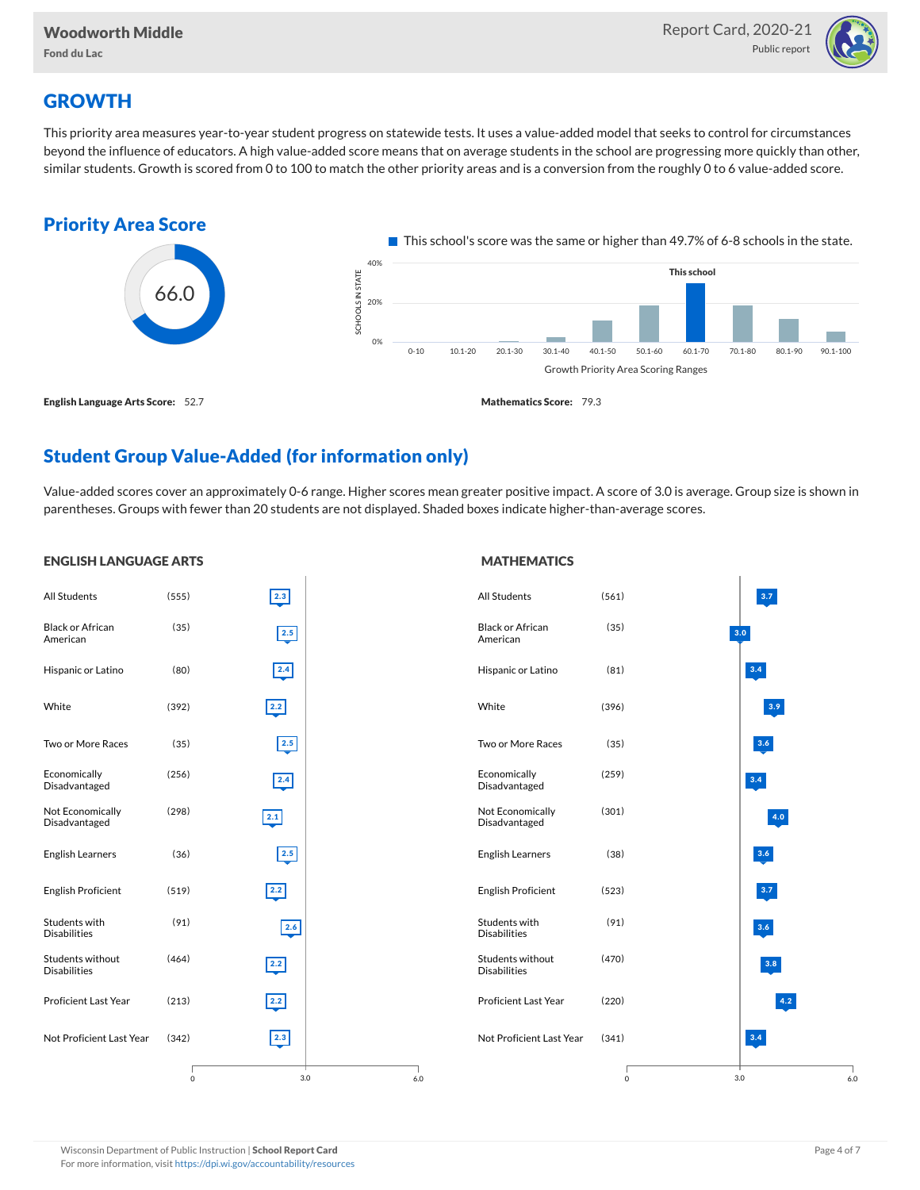Woodworth Middle
Fond du Lac

Report Card, 2020-21
Public report

## GROWTH

This priority area measures year-to-year student progress on statewide tests. It uses a value-added model that seeks to control for circumstances beyond the influence of educators. A high value-added score means that on average students in the school are progressing more quickly than other, similar students. Growth is scored from 0 to 100 to match the other priority areas and is a conversion from the roughly 0 to 6 value-added score.

### Priority Area Score

66.0

This school's score was the same or higher than 49.7% of 6-8 schools in the state.

Growth Priority Area Scoring Ranges: 0-10, 10.1-20, 20.1-30, 30.1-40, 40.1-50, 50.1-60, 60.1-70 (This school), 70.1-80, 80.1-90, 90.1-100

**English Language Arts Score:** 52.7

**Mathematics Score:** 79.3

### Student Group Value-Added (for information only)

Value-added scores cover an approximately 0-6 range. Higher scores mean greater positive impact. A score of 3.0 is average. Group size is shown in parentheses. Groups with fewer than 20 students are not displayed. Shaded boxes indicate higher-than-average scores.

#### ENGLISH LANGUAGE ARTS

| Group | Size | Value-Added |
|---|---|---|
| All Students | (555) | 2.3 |
| Black or African American | (35) | 2.5 |
| Hispanic or Latino | (80) | 2.4 |
| White | (392) | 2.2 |
| Two or More Races | (35) | 2.5 |
| Economically Disadvantaged | (256) | 2.4 |
| Not Economically Disadvantaged | (298) | 2.1 |
| English Learners | (36) | 2.5 |
| English Proficient | (519) | 2.2 |
| Students with Disabilities | (91) | 2.6 |
| Students without Disabilities | (464) | 2.2 |
| Proficient Last Year | (213) | 2.2 |
| Not Proficient Last Year | (342) | 2.3 |

#### MATHEMATICS

| Group | Size | Value-Added |
|---|---|---|
| All Students | (561) | 3.7 |
| Black or African American | (35) | 3.0 |
| Hispanic or Latino | (81) | 3.4 |
| White | (396) | 3.9 |
| Two or More Races | (35) | 3.6 |
| Economically Disadvantaged | (259) | 3.4 |
| Not Economically Disadvantaged | (301) | 4.0 |
| English Learners | (38) | 3.6 |
| English Proficient | (523) | 3.7 |
| Students with Disabilities | (91) | 3.6 |
| Students without Disabilities | (470) | 3.8 |
| Proficient Last Year | (220) | 4.2 |
| Not Proficient Last Year | (341) | 3.4 |

Wisconsin Department of Public Instruction | **School Report Card**
For more information, visit https://dpi.wi.gov/accountability/resources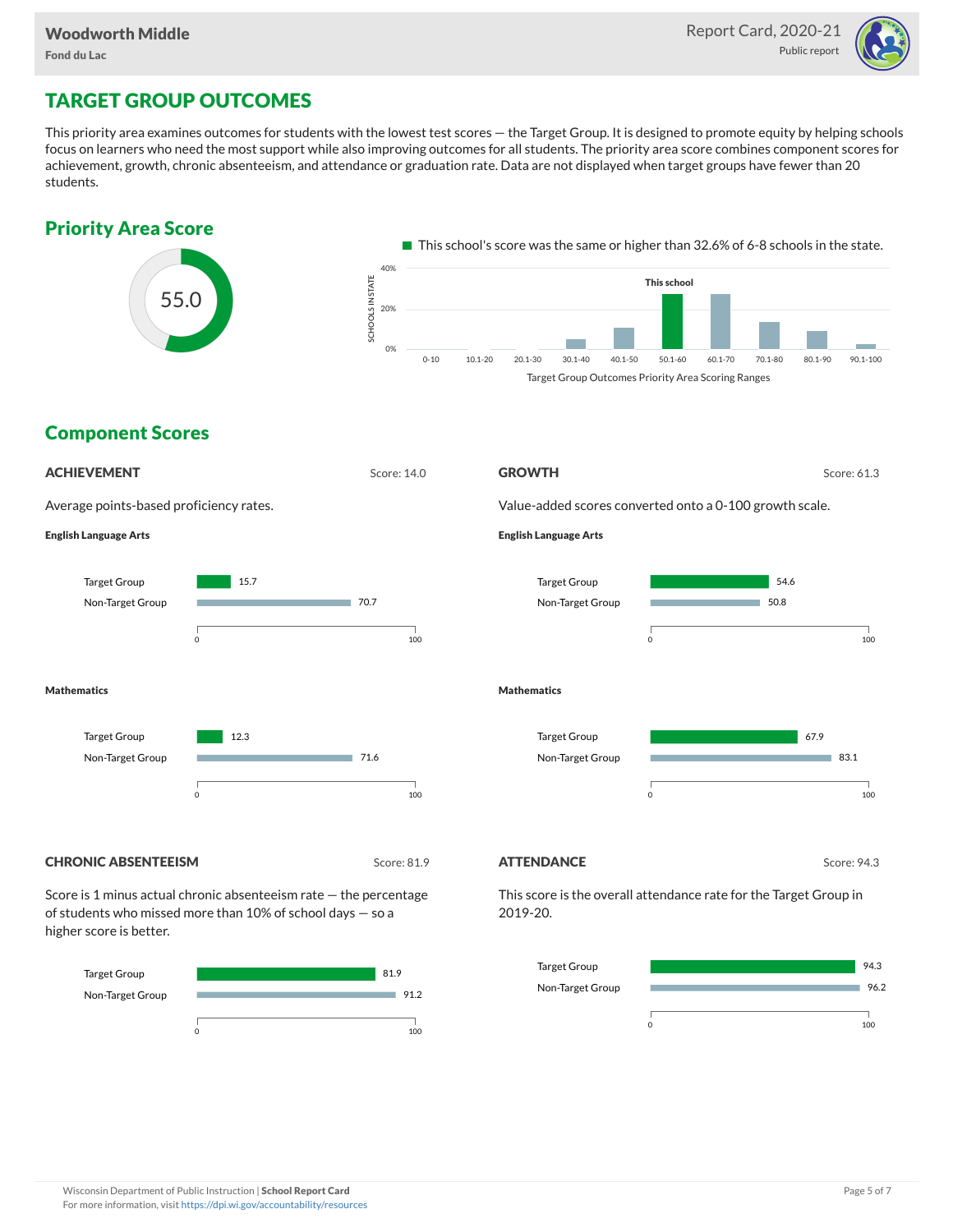## TARGET GROUP OUTCOMES

This priority area examines outcomes for students with the lowest test scores — the Target Group. It is designed to promote equity by helping schools focus on learners who need the most support while also improving outcomes for all students. The priority area score combines component scores for achievement, growth, chronic absenteeism, and attendance or graduation rate. Data are not displayed when target groups have fewer than 20 students.

### Priority Area Score

55.0

This school's score was the same or higher than 32.6% of 6-8 schools in the state.

Target Group Outcomes Priority Area Scoring Ranges (This school: 50.1-60)

### Component Scores

#### ACHIEVEMENT

Score: 14.0

Average points-based proficiency rates.

**English Language Arts**

| Group | Score |
| --- | --- |
| Target Group | 15.7 |
| Non-Target Group | 70.7 |

**Mathematics**

| Group | Score |
| --- | --- |
| Target Group | 12.3 |
| Non-Target Group | 71.6 |

#### GROWTH

Score: 61.3

Value-added scores converted onto a 0-100 growth scale.

**English Language Arts**

| Group | Score |
| --- | --- |
| Target Group | 54.6 |
| Non-Target Group | 50.8 |

**Mathematics**

| Group | Score |
| --- | --- |
| Target Group | 67.9 |
| Non-Target Group | 83.1 |

#### CHRONIC ABSENTEEISM

Score: 81.9

Score is 1 minus actual chronic absenteeism rate — the percentage of students who missed more than 10% of school days — so a higher score is better.

| Group | Score |
| --- | --- |
| Target Group | 81.9 |
| Non-Target Group | 91.2 |

#### ATTENDANCE

Score: 94.3

This score is the overall attendance rate for the Target Group in 2019-20.

| Group | Score |
| --- | --- |
| Target Group | 94.3 |
| Non-Target Group | 96.2 |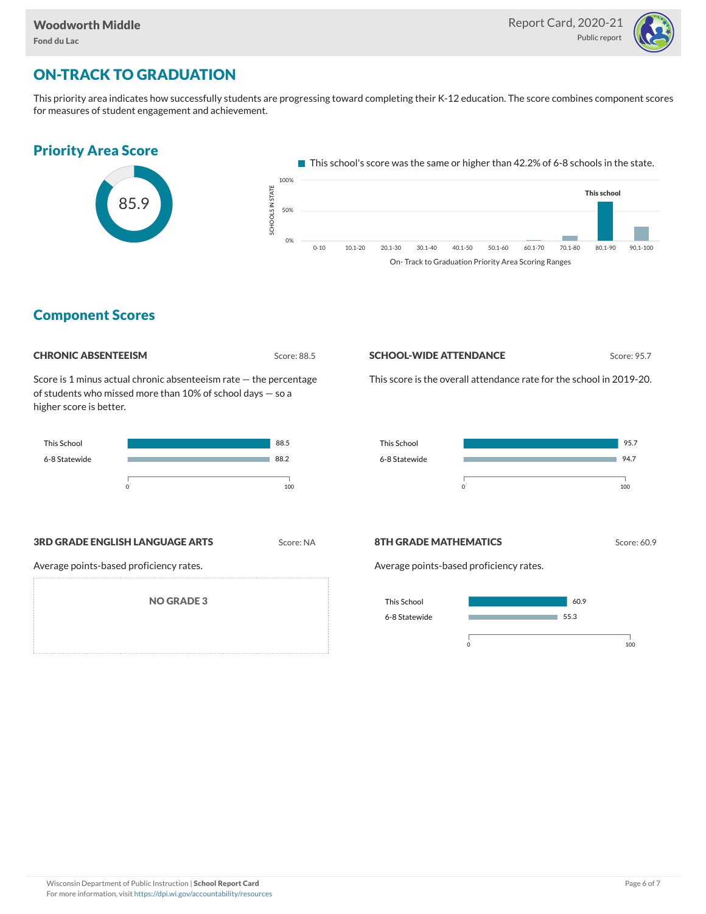## ON-TRACK TO GRADUATION

This priority area indicates how successfully students are progressing toward completing their K-12 education. The score combines component scores for measures of student engagement and achievement.

### Priority Area Score

85.9

This school's score was the same or higher than 42.2% of 6-8 schools in the state.

On- Track to Graduation Priority Area Scoring Ranges

### Component Scores

**CHRONIC ABSENTEEISM** Score: 88.5

Score is 1 minus actual chronic absenteeism rate — the percentage of students who missed more than 10% of school days — so a higher score is better.

| | |
|---|---|
| This School | 88.5 |
| 6-8 Statewide | 88.2 |

**SCHOOL-WIDE ATTENDANCE** Score: 95.7

This score is the overall attendance rate for the school in 2019-20.

| | |
|---|---|
| This School | 95.7 |
| 6-8 Statewide | 94.7 |

**3RD GRADE ENGLISH LANGUAGE ARTS** Score: NA

Average points-based proficiency rates.

NO GRADE 3

**8TH GRADE MATHEMATICS** Score: 60.9

Average points-based proficiency rates.

| | |
|---|---|
| This School | 60.9 |
| 6-8 Statewide | 55.3 |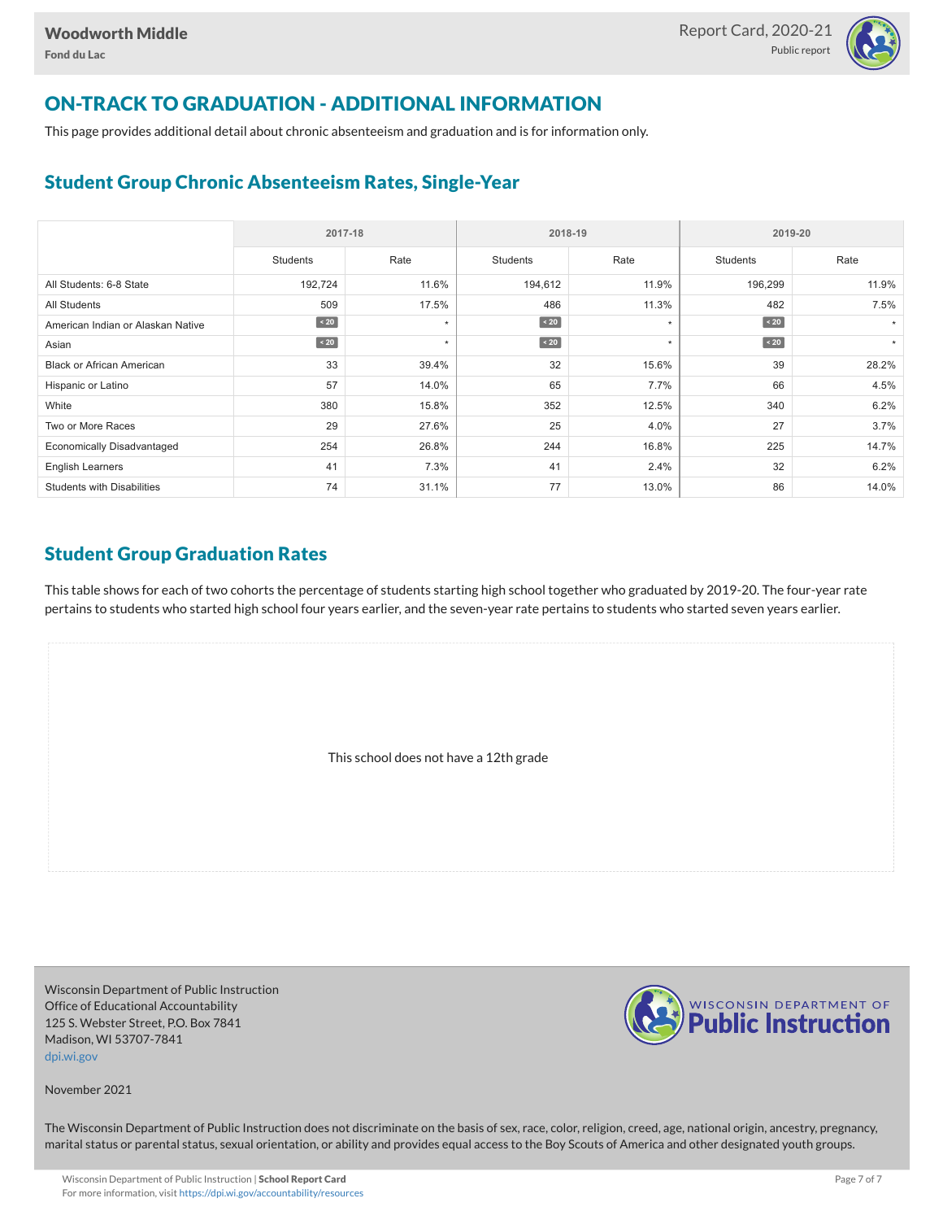Woodworth Middle
Fond du Lac

Report Card, 2020-21
Public report

# ON-TRACK TO GRADUATION - ADDITIONAL INFORMATION

This page provides additional detail about chronic absenteeism and graduation and is for information only.

## Student Group Chronic Absenteeism Rates, Single-Year

| | 2017-18 | | 2018-19 | | 2019-20 | |
|---|---|---|---|---|---|---|
| | Students | Rate | Students | Rate | Students | Rate |
| All Students: 6-8 State | 192,724 | 11.6% | 194,612 | 11.9% | 196,299 | 11.9% |
| All Students | 509 | 17.5% | 486 | 11.3% | 482 | 7.5% |
| American Indian or Alaskan Native | < 20 | * | < 20 | * | < 20 | * |
| Asian | < 20 | * | < 20 | * | < 20 | * |
| Black or African American | 33 | 39.4% | 32 | 15.6% | 39 | 28.2% |
| Hispanic or Latino | 57 | 14.0% | 65 | 7.7% | 66 | 4.5% |
| White | 380 | 15.8% | 352 | 12.5% | 340 | 6.2% |
| Two or More Races | 29 | 27.6% | 25 | 4.0% | 27 | 3.7% |
| Economically Disadvantaged | 254 | 26.8% | 244 | 16.8% | 225 | 14.7% |
| English Learners | 41 | 7.3% | 41 | 2.4% | 32 | 6.2% |
| Students with Disabilities | 74 | 31.1% | 77 | 13.0% | 86 | 14.0% |

## Student Group Graduation Rates

This table shows for each of two cohorts the percentage of students starting high school together who graduated by 2019-20. The four-year rate pertains to students who started high school four years earlier, and the seven-year rate pertains to students who started seven years earlier.

This school does not have a 12th grade

Wisconsin Department of Public Instruction
Office of Educational Accountability
125 S. Webster Street, P.O. Box 7841
Madison, WI 53707-7841
dpi.wi.gov

November 2021

The Wisconsin Department of Public Instruction does not discriminate on the basis of sex, race, color, religion, creed, age, national origin, ancestry, pregnancy, marital status or parental status, sexual orientation, or ability and provides equal access to the Boy Scouts of America and other designated youth groups.